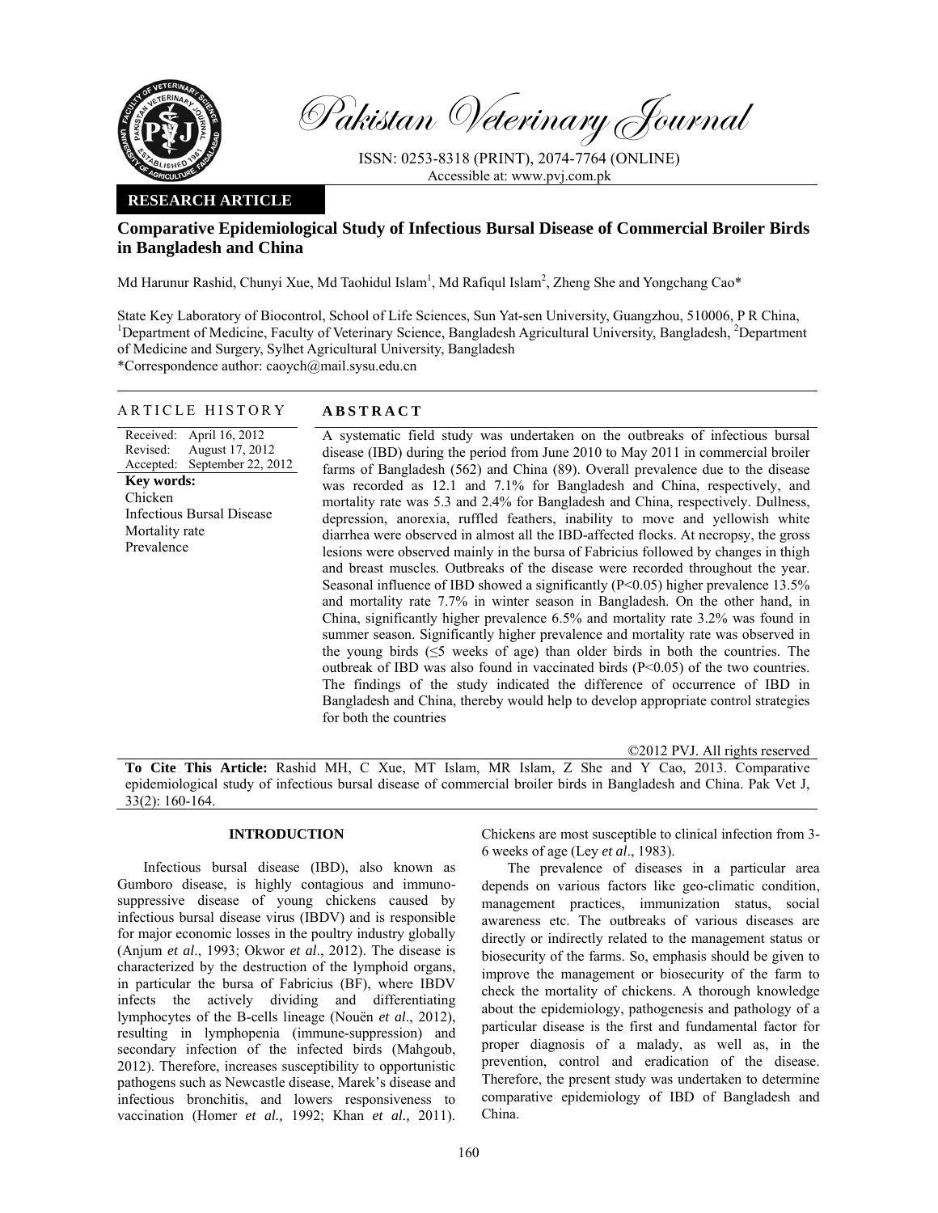**RESEARCH ARTICLE**

# Comparative Epidemiological Study of Infectious Bursal Disease of Commercial Broiler Birds in Bangladesh and China

Md Harunur Rashid, Chunyi Xue, Md Taohidul Islam[1], Md Rafiqul Islam[2], Zheng She and Yongchang Cao*

State Key Laboratory of Biocontrol, School of Life Sciences, Sun Yat-sen University, Guangzhou, 510006, P R China, [1]Department of Medicine, Faculty of Veterinary Science, Bangladesh Agricultural University, Bangladesh, [2]Department of Medicine and Surgery, Sylhet Agricultural University, Bangladesh

*Correspondence author: caoych@mail.sysu.edu.cn

## ARTICLE HISTORY

Received: April 16, 2012
Revised: August 17, 2012
Accepted: September 22, 2012

**Key words:**
Chicken
Infectious Bursal Disease
Mortality rate
Prevalence

## ABSTRACT

A systematic field study was undertaken on the outbreaks of infectious bursal disease (IBD) during the period from June 2010 to May 2011 in commercial broiler farms of Bangladesh (562) and China (89). Overall prevalence due to the disease was recorded as 12.1 and 7.1% for Bangladesh and China, respectively, and mortality rate was 5.3 and 2.4% for Bangladesh and China, respectively. Dullness, depression, anorexia, ruffled feathers, inability to move and yellowish white diarrhea were observed in almost all the IBD-affected flocks. At necropsy, the gross lesions were observed mainly in the bursa of Fabricius followed by changes in thigh and breast muscles. Outbreaks of the disease were recorded throughout the year. Seasonal influence of IBD showed a significantly ($P<0.05$) higher prevalence 13.5% and mortality rate 7.7% in winter season in Bangladesh. On the other hand, in China, significantly higher prevalence 6.5% and mortality rate 3.2% was found in summer season. Significantly higher prevalence and mortality rate was observed in the young birds (≤5 weeks of age) than older birds in both the countries. The outbreak of IBD was also found in vaccinated birds ($P<0.05$) of the two countries. The findings of the study indicated the difference of occurrence of IBD in Bangladesh and China, thereby would help to develop appropriate control strategies for both the countries

©2012 PVJ. All rights reserved

**To Cite This Article:** Rashid MH, C Xue, MT Islam, MR Islam, Z She and Y Cao, 2013. Comparative epidemiological study of infectious bursal disease of commercial broiler birds in Bangladesh and China. Pak Vet J, 33(2): 160-164.

## INTRODUCTION

Infectious bursal disease (IBD), also known as Gumboro disease, is highly contagious and immunosuppressive disease of young chickens caused by infectious bursal disease virus (IBDV) and is responsible for major economic losses in the poultry industry globally (Anjum *et al*., 1993; Okwor *et al*., 2012). The disease is characterized by the destruction of the lymphoid organs, in particular the bursa of Fabricius (BF), where IBDV infects the actively dividing and differentiating lymphocytes of the B-cells lineage (Nouën *et al*., 2012), resulting in lymphopenia (immune-suppression) and secondary infection of the infected birds (Mahgoub, 2012). Therefore, increases susceptibility to opportunistic pathogens such as Newcastle disease, Marek's disease and infectious bronchitis, and lowers responsiveness to vaccination (Homer *et al.,* 1992; Khan *et al.,* 2011). Chickens are most susceptible to clinical infection from 3-6 weeks of age (Ley *et al*., 1983).

The prevalence of diseases in a particular area depends on various factors like geo-climatic condition, management practices, immunization status, social awareness etc. The outbreaks of various diseases are directly or indirectly related to the management status or biosecurity of the farms. So, emphasis should be given to improve the management or biosecurity of the farm to check the mortality of chickens. A thorough knowledge about the epidemiology, pathogenesis and pathology of a particular disease is the first and fundamental factor for proper diagnosis of a malady, as well as, in the prevention, control and eradication of the disease. Therefore, the present study was undertaken to determine comparative epidemiology of IBD of Bangladesh and China.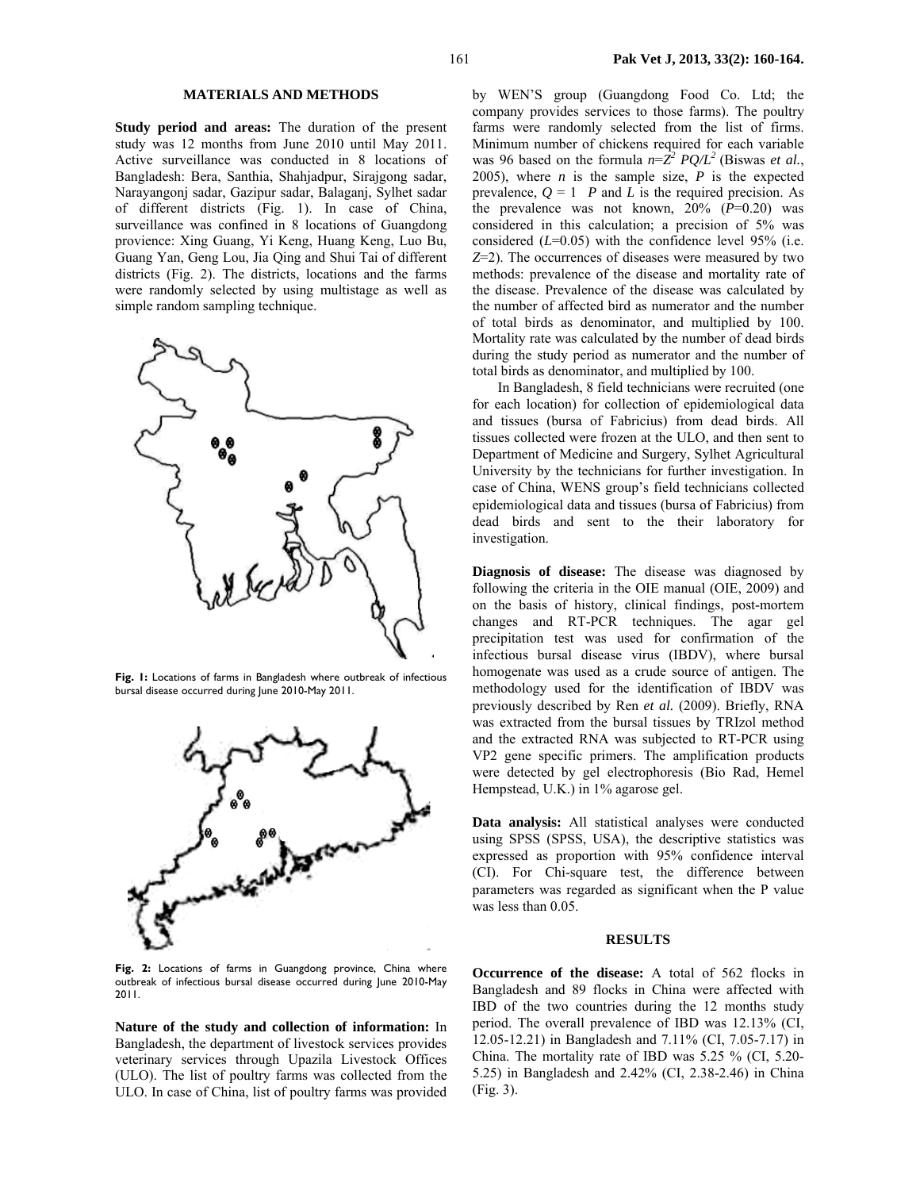## MATERIALS AND METHODS

**Study period and areas:** The duration of the present study was 12 months from June 2010 until May 2011. Active surveillance was conducted in 8 locations of Bangladesh: Bera, Santhia, Shahjadpur, Sirajgong sadar, Narayangonj sadar, Gazipur sadar, Balaganj, Sylhet sadar of different districts (Fig. 1). In case of China, surveillance was confined in 8 locations of Guangdong provience: Xing Guang, Yi Keng, Huang Keng, Luo Bu, Guang Yan, Geng Lou, Jia Qing and Shui Tai of different districts (Fig. 2). The districts, locations and the farms were randomly selected by using multistage as well as simple random sampling technique.

**Fig. 1:** Locations of farms in Bangladesh where outbreak of infectious bursal disease occurred during June 2010-May 2011.

**Fig. 2:** Locations of farms in Guangdong province, China where outbreak of infectious bursal disease occurred during June 2010-May 2011.

**Nature of the study and collection of information:** In Bangladesh, the department of livestock services provides veterinary services through Upazila Livestock Offices (ULO). The list of poultry farms was collected from the ULO. In case of China, list of poultry farms was provided by WEN'S group (Guangdong Food Co. Ltd; the company provides services to those farms). The poultry farms were randomly selected from the list of firms. Minimum number of chickens required for each variable was 96 based on the formula $n=Z^2\ PQ/L^2$ (Biswas *et al.*, 2005), where $n$ is the sample size, $P$ is the expected prevalence, $Q = 1 - P$ and $L$ is the required precision. As the prevalence was not known, 20% ($P$=0.20) was considered in this calculation; a precision of 5% was considered ($L$=0.05) with the confidence level 95% (i.e. $Z$=2). The occurrences of diseases were measured by two methods: prevalence of the disease and mortality rate of the disease. Prevalence of the disease was calculated by the number of affected bird as numerator and the number of total birds as denominator, and multiplied by 100. Mortality rate was calculated by the number of dead birds during the study period as numerator and the number of total birds as denominator, and multiplied by 100.

In Bangladesh, 8 field technicians were recruited (one for each location) for collection of epidemiological data and tissues (bursa of Fabricius) from dead birds. All tissues collected were frozen at the ULO, and then sent to Department of Medicine and Surgery, Sylhet Agricultural University by the technicians for further investigation. In case of China, WENS group's field technicians collected epidemiological data and tissues (bursa of Fabricius) from dead birds and sent to the their laboratory for investigation.

**Diagnosis of disease:** The disease was diagnosed by following the criteria in the OIE manual (OIE, 2009) and on the basis of history, clinical findings, post-mortem changes and RT-PCR techniques. The agar gel precipitation test was used for confirmation of the infectious bursal disease virus (IBDV), where bursal homogenate was used as a crude source of antigen. The methodology used for the identification of IBDV was previously described by Ren *et al.* (2009). Briefly, RNA was extracted from the bursal tissues by TRIzol method and the extracted RNA was subjected to RT-PCR using VP2 gene specific primers. The amplification products were detected by gel electrophoresis (Bio Rad, Hemel Hempstead, U.K.) in 1% agarose gel.

**Data analysis:** All statistical analyses were conducted using SPSS (SPSS, USA), the descriptive statistics was expressed as proportion with 95% confidence interval (CI). For Chi-square test, the difference between parameters was regarded as significant when the P value was less than 0.05.

## RESULTS

**Occurrence of the disease:** A total of 562 flocks in Bangladesh and 89 flocks in China were affected with IBD of the two countries during the 12 months study period. The overall prevalence of IBD was 12.13% (CI, 12.05-12.21) in Bangladesh and 7.11% (CI, 7.05-7.17) in China. The mortality rate of IBD was 5.25 % (CI, 5.20-5.25) in Bangladesh and 2.42% (CI, 2.38-2.46) in China (Fig. 3).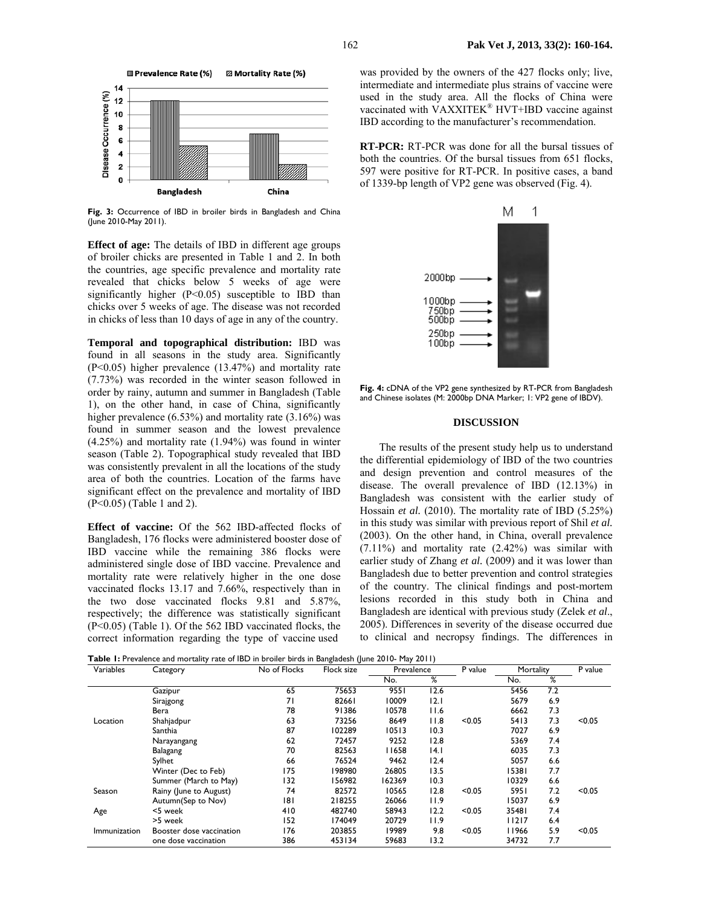▥ Prevalence Rate (%) ▨ Mortality Rate (%)

Disease Occurrence (%)

14
12
10
8
6
4
2
0

Bangladesh
China

**Fig. 3:** Occurrence of IBD in broiler birds in Bangladesh and China (June 2010-May 2011).

**Effect of age:** The details of IBD in different age groups of broiler chicks are presented in Table 1 and 2. In both the countries, age specific prevalence and mortality rate revealed that chicks below 5 weeks of age were significantly higher ($P<0.05$) susceptible to IBD than chicks over 5 weeks of age. The disease was not recorded in chicks of less than 10 days of age in any of the country.

**Temporal and topographical distribution:** IBD was found in all seasons in the study area. Significantly ($P<0.05$) higher prevalence (13.47%) and mortality rate (7.73%) was recorded in the winter season followed in order by rainy, autumn and summer in Bangladesh (Table 1), on the other hand, in case of China, significantly higher prevalence (6.53%) and mortality rate (3.16%) was found in summer season and the lowest prevalence (4.25%) and mortality rate (1.94%) was found in winter season (Table 2). Topographical study revealed that IBD was consistently prevalent in all the locations of the study area of both the countries. Location of the farms have significant effect on the prevalence and mortality of IBD ($P<0.05$) (Table 1 and 2).

**Effect of vaccine:** Of the 562 IBD-affected flocks of Bangladesh, 176 flocks were administered booster dose of IBD vaccine while the remaining 386 flocks were administered single dose of IBD vaccine. Prevalence and mortality rate were relatively higher in the one dose vaccinated flocks 13.17 and 7.66%, respectively than in the two dose vaccinated flocks 9.81 and 5.87%, respectively; the difference was statistically significant ($P<0.05$) (Table 1). Of the 562 IBD vaccinated flocks, the correct information regarding the type of vaccine used was provided by the owners of the 427 flocks only; live, intermediate and intermediate plus strains of vaccine were used in the study area. All the flocks of China were vaccinated with VAXXITEK® HVT+IBD vaccine against IBD according to the manufacturer's recommendation.

**RT-PCR:** RT-PCR was done for all the bursal tissues of both the countries. Of the bursal tissues from 651 flocks, 597 were positive for RT-PCR. In positive cases, a band of 1339-bp length of VP2 gene was observed (Fig. 4).

M 1

2000bp
1000bp
750bp
500bp
250bp
100bp

**Fig. 4:** cDNA of the VP2 gene synthesized by RT-PCR from Bangladesh and Chinese isolates (M: 2000bp DNA Marker; 1: VP2 gene of IBDV).

## DISCUSSION

The results of the present study help us to understand the differential epidemiology of IBD of the two countries and design prevention and control measures of the disease. The overall prevalence of IBD (12.13%) in Bangladesh was consistent with the earlier study of Hossain *et al.* (2010). The mortality rate of IBD (5.25%) in this study was similar with previous report of Shil *et al.* (2003). On the other hand, in China, overall prevalence (7.11%) and mortality rate (2.42%) was similar with earlier study of Zhang *et al.* (2009) and it was lower than Bangladesh due to better prevention and control strategies of the country. The clinical findings and post-mortem lesions recorded in this study both in China and Bangladesh are identical with previous study (Zelek *et al*., 2005). Differences in severity of the disease occurred due to clinical and necropsy findings. The differences in

**Table 1:** Prevalence and mortality rate of IBD in broiler birds in Bangladesh (June 2010- May 2011)

| Variables | Category | No of Flocks | Flock size | Prevalence | | P value | Mortality | | P value |
|---|---|---|---|---|---|---|---|---|---|
| | | | | No. | % | | No. | % | |
| Location | Gazipur | 65 | 75653 | 9551 | 12.6 | <0.05 | 5456 | 7.2 | <0.05 |
| | Sirajgong | 71 | 82661 | 10009 | 12.1 | | 5679 | 6.9 | |
| | Bera | 78 | 91386 | 10578 | 11.6 | | 6662 | 7.3 | |
| | Shahjadpur | 63 | 73256 | 8649 | 11.8 | | 5413 | 7.3 | |
| | Santhia | 87 | 102289 | 10513 | 10.3 | | 7027 | 6.9 | |
| | Narayangang | 62 | 72457 | 9252 | 12.8 | | 5369 | 7.4 | |
| | Balagang | 70 | 82563 | 11658 | 14.1 | | 6035 | 7.3 | |
| | Sylhet | 66 | 76524 | 9462 | 12.4 | | 5057 | 6.6 | |
| Season | Winter (Dec to Feb) | 175 | 198980 | 26805 | 13.5 | <0.05 | 15381 | 7.7 | <0.05 |
| | Summer (March to May) | 132 | 156982 | 162369 | 10.3 | | 10329 | 6.6 | |
| | Rainy (June to August) | 74 | 82572 | 10565 | 12.8 | | 5951 | 7.2 | |
| | Autumn(Sep to Nov) | 181 | 218255 | 26066 | 11.9 | | 15037 | 6.9 | |
| Age | <5 week | 410 | 482740 | 58943 | 12.2 | <0.05 | 35481 | 7.4 | |
| | >5 week | 152 | 174049 | 20729 | 11.9 | | 11217 | 6.4 | |
| Immunization | Booster dose vaccination | 176 | 203855 | 19989 | 9.8 | <0.05 | 11966 | 5.9 | <0.05 |
| | one dose vaccination | 386 | 453134 | 59683 | 13.2 | | 34732 | 7.7 | |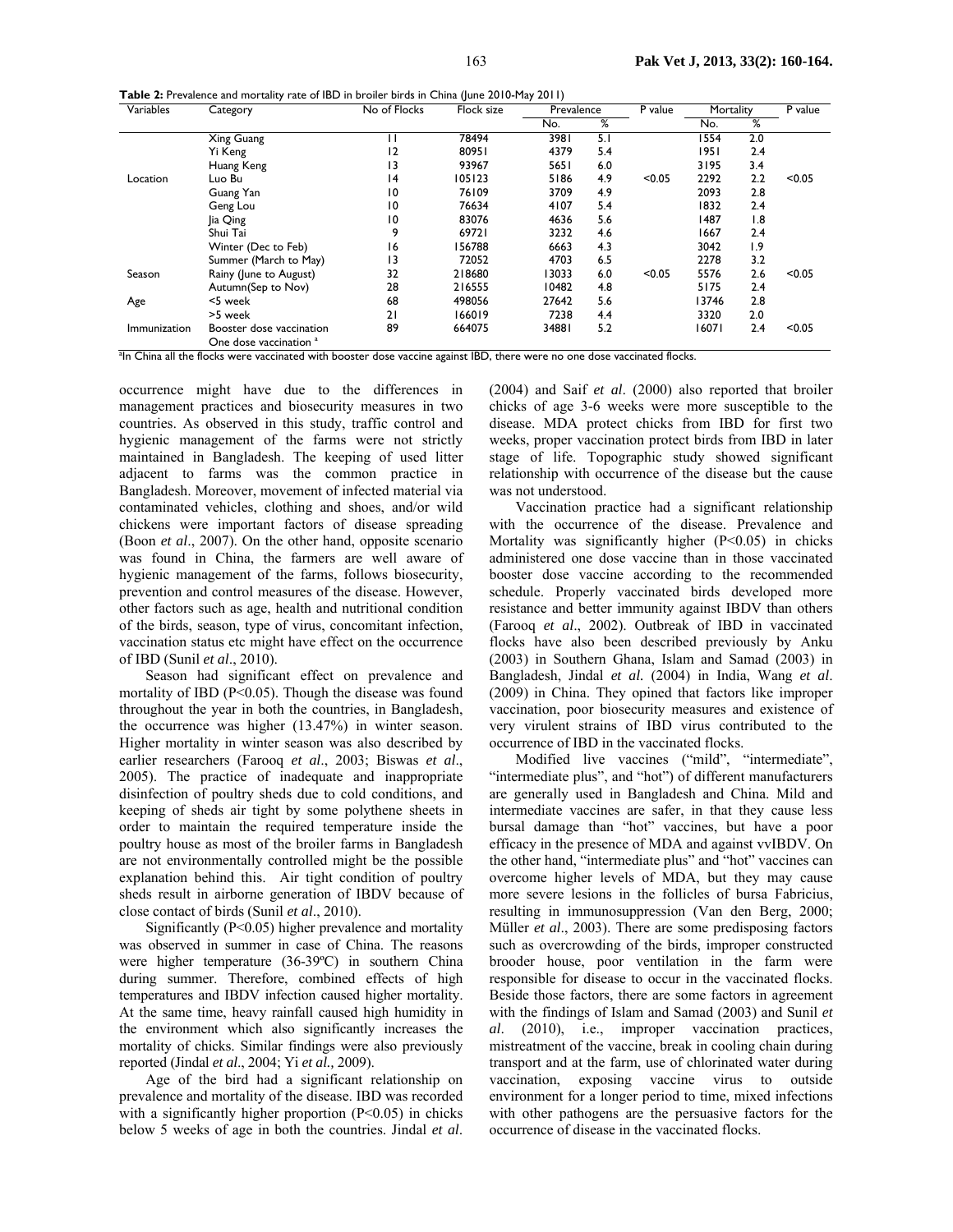**Table 2:** Prevalence and mortality rate of IBD in broiler birds in China (June 2010-May 2011)

| Variables | Category | No of Flocks | Flock size | Prevalence | | P value | Mortality | | P value |
|---|---|---|---|---|---|---|---|---|---|
| | | | | No. | % | | No. | % | |
| Location | Xing Guang | 11 | 78494 | 3981 | 5.1 | <0.05 | 1554 | 2.0 | <0.05 |
| | Yi Keng | 12 | 80951 | 4379 | 5.4 | | 1951 | 2.4 | |
| | Huang Keng | 13 | 93967 | 5651 | 6.0 | | 3195 | 3.4 | |
| | Luo Bu | 14 | 105123 | 5186 | 4.9 | | 2292 | 2.2 | |
| | Guang Yan | 10 | 76109 | 3709 | 4.9 | | 2093 | 2.8 | |
| | Geng Lou | 10 | 76634 | 4107 | 5.4 | | 1832 | 2.4 | |
| | Jia Qing | 10 | 83076 | 4636 | 5.6 | | 1487 | 1.8 | |
| | Shui Tai | 9 | 69721 | 3232 | 4.6 | | 1667 | 2.4 | |
| Season | Winter (Dec to Feb) | 16 | 156788 | 6663 | 4.3 | <0.05 | 3042 | 1.9 | <0.05 |
| | Summer (March to May) | 13 | 72052 | 4703 | 6.5 | | 2278 | 3.2 | |
| | Rainy (June to August) | 32 | 218680 | 13033 | 6.0 | | 5576 | 2.6 | |
| | Autumn(Sep to Nov) | 28 | 216555 | 10482 | 4.8 | | 5175 | 2.4 | |
| Age | <5 week | 68 | 498056 | 27642 | 5.6 | | 13746 | 2.8 | |
| | >5 week | 21 | 166019 | 7238 | 4.4 | | 3320 | 2.0 | |
| Immunization | Booster dose vaccination | 89 | 664075 | 34881 | 5.2 | | 16071 | 2.4 | <0.05 |
| | One dose vaccination [a] | | | | | | | | |

[a]In China all the flocks were vaccinated with booster dose vaccine against IBD, there were no one dose vaccinated flocks.

occurrence might have due to the differences in management practices and biosecurity measures in two countries. As observed in this study, traffic control and hygienic management of the farms were not strictly maintained in Bangladesh. The keeping of used litter adjacent to farms was the common practice in Bangladesh. Moreover, movement of infected material via contaminated vehicles, clothing and shoes, and/or wild chickens were important factors of disease spreading (Boon *et al*., 2007). On the other hand, opposite scenario was found in China, the farmers are well aware of hygienic management of the farms, follows biosecurity, prevention and control measures of the disease. However, other factors such as age, health and nutritional condition of the birds, season, type of virus, concomitant infection, vaccination status etc might have effect on the occurrence of IBD (Sunil *et al*., 2010).

Season had significant effect on prevalence and mortality of IBD (P<0.05). Though the disease was found throughout the year in both the countries, in Bangladesh, the occurrence was higher (13.47%) in winter season. Higher mortality in winter season was also described by earlier researchers (Farooq *et al*., 2003; Biswas *et al*., 2005). The practice of inadequate and inappropriate disinfection of poultry sheds due to cold conditions, and keeping of sheds air tight by some polythene sheets in order to maintain the required temperature inside the poultry house as most of the broiler farms in Bangladesh are not environmentally controlled might be the possible explanation behind this. Air tight condition of poultry sheds result in airborne generation of IBDV because of close contact of birds (Sunil *et al*., 2010).

Significantly (P<0.05) higher prevalence and mortality was observed in summer in case of China. The reasons were higher temperature (36-39ºC) in southern China during summer. Therefore, combined effects of high temperatures and IBDV infection caused higher mortality. At the same time, heavy rainfall caused high humidity in the environment which also significantly increases the mortality of chicks. Similar findings were also previously reported (Jindal *et al*., 2004; Yi *et al.,* 2009).

Age of the bird had a significant relationship on prevalence and mortality of the disease. IBD was recorded with a significantly higher proportion (P<0.05) in chicks below 5 weeks of age in both the countries. Jindal *et al*. (2004) and Saif *et al*. (2000) also reported that broiler chicks of age 3-6 weeks were more susceptible to the disease. MDA protect chicks from IBD for first two weeks, proper vaccination protect birds from IBD in later stage of life. Topographic study showed significant relationship with occurrence of the disease but the cause was not understood.

Vaccination practice had a significant relationship with the occurrence of the disease. Prevalence and Mortality was significantly higher (P<0.05) in chicks administered one dose vaccine than in those vaccinated booster dose vaccine according to the recommended schedule. Properly vaccinated birds developed more resistance and better immunity against IBDV than others (Farooq *et al*., 2002). Outbreak of IBD in vaccinated flocks have also been described previously by Anku (2003) in Southern Ghana, Islam and Samad (2003) in Bangladesh, Jindal *et al.* (2004) in India, Wang *et al*. (2009) in China. They opined that factors like improper vaccination, poor biosecurity measures and existence of very virulent strains of IBD virus contributed to the occurrence of IBD in the vaccinated flocks.

Modified live vaccines ("mild", "intermediate", "intermediate plus", and "hot") of different manufacturers are generally used in Bangladesh and China. Mild and intermediate vaccines are safer, in that they cause less bursal damage than "hot" vaccines, but have a poor efficacy in the presence of MDA and against vvIBDV. On the other hand, "intermediate plus" and "hot" vaccines can overcome higher levels of MDA, but they may cause more severe lesions in the follicles of bursa Fabricius, resulting in immunosuppression (Van den Berg, 2000; Müller *et al*., 2003). There are some predisposing factors such as overcrowding of the birds, improper constructed brooder house, poor ventilation in the farm were responsible for disease to occur in the vaccinated flocks. Beside those factors, there are some factors in agreement with the findings of Islam and Samad (2003) and Sunil *et al*. (2010), i.e., improper vaccination practices, mistreatment of the vaccine, break in cooling chain during transport and at the farm, use of chlorinated water during vaccination, exposing vaccine virus to outside environment for a longer period to time, mixed infections with other pathogens are the persuasive factors for the occurrence of disease in the vaccinated flocks.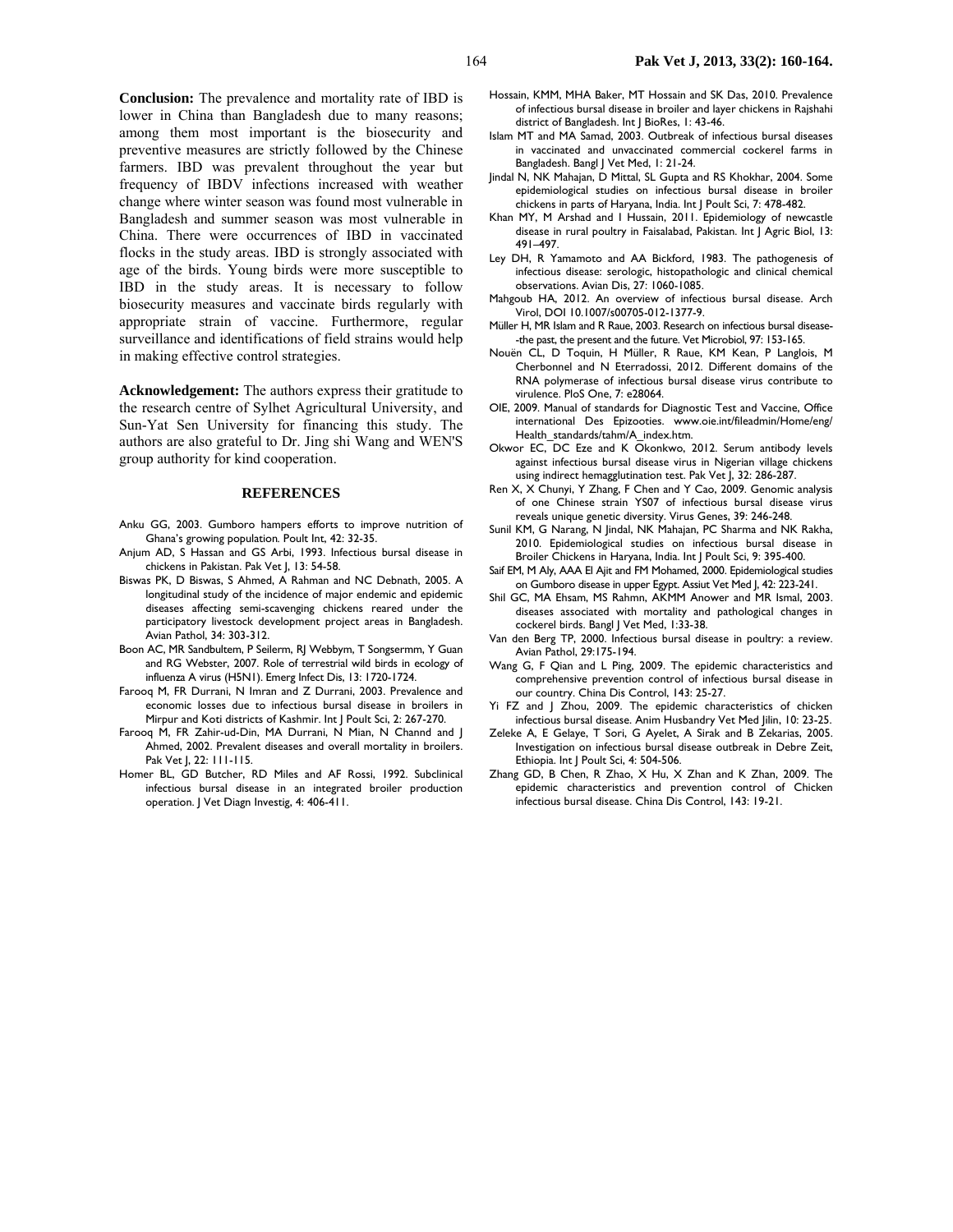**Conclusion:** The prevalence and mortality rate of IBD is lower in China than Bangladesh due to many reasons; among them most important is the biosecurity and preventive measures are strictly followed by the Chinese farmers. IBD was prevalent throughout the year but frequency of IBDV infections increased with weather change where winter season was found most vulnerable in Bangladesh and summer season was most vulnerable in China. There were occurrences of IBD in vaccinated flocks in the study areas. IBD is strongly associated with age of the birds. Young birds were more susceptible to IBD in the study areas. It is necessary to follow biosecurity measures and vaccinate birds regularly with appropriate strain of vaccine. Furthermore, regular surveillance and identifications of field strains would help in making effective control strategies.

**Acknowledgement:** The authors express their gratitude to the research centre of Sylhet Agricultural University, and Sun-Yat Sen University for financing this study. The authors are also grateful to Dr. Jing shi Wang and WEN'S group authority for kind cooperation.

## REFERENCES

Anku GG, 2003. Gumboro hampers efforts to improve nutrition of Ghana's growing population. Poult Int, 42: 32-35.

Anjum AD, S Hassan and GS Arbi, 1993. Infectious bursal disease in chickens in Pakistan. Pak Vet J, 13: 54-58.

Biswas PK, D Biswas, S Ahmed, A Rahman and NC Debnath, 2005. A longitudinal study of the incidence of major endemic and epidemic diseases affecting semi-scavenging chickens reared under the participatory livestock development project areas in Bangladesh. Avian Pathol, 34: 303-312.

Boon AC, MR Sandbultem, P Seilerm, RJ Webbym, T Songsermm, Y Guan and RG Webster, 2007. Role of terrestrial wild birds in ecology of influenza A virus (H5N1). Emerg Infect Dis, 13: 1720-1724.

Farooq M, FR Durrani, N Imran and Z Durrani, 2003. Prevalence and economic losses due to infectious bursal disease in broilers in Mirpur and Koti districts of Kashmir. Int J Poult Sci, 2: 267-270.

Farooq M, FR Zahir-ud-Din, MA Durrani, N Mian, N Channd and J Ahmed, 2002. Prevalent diseases and overall mortality in broilers. Pak Vet J, 22: 111-115.

Homer BL, GD Butcher, RD Miles and AF Rossi, 1992. Subclinical infectious bursal disease in an integrated broiler production operation. J Vet Diagn Investig, 4: 406-411.

Hossain, KMM, MHA Baker, MT Hossain and SK Das, 2010. Prevalence of infectious bursal disease in broiler and layer chickens in Rajshahi district of Bangladesh. Int J BioRes, 1: 43-46.

Islam MT and MA Samad, 2003. Outbreak of infectious bursal diseases in vaccinated and unvaccinated commercial cockerel farms in Bangladesh. Bangl J Vet Med, 1: 21-24.

Jindal N, NK Mahajan, D Mittal, SL Gupta and RS Khokhar, 2004. Some epidemiological studies on infectious bursal disease in broiler chickens in parts of Haryana, India. Int J Poult Sci, 7: 478-482.

Khan MY, M Arshad and I Hussain, 2011. Epidemiology of newcastle disease in rural poultry in Faisalabad, Pakistan. Int J Agric Biol, 13: 491–497.

Ley DH, R Yamamoto and AA Bickford, 1983. The pathogenesis of infectious disease: serologic, histopathologic and clinical chemical observations. Avian Dis, 27: 1060-1085.

Mahgoub HA, 2012. An overview of infectious bursal disease. Arch Virol, DOI 10.1007/s00705-012-1377-9.

Müller H, MR Islam and R Raue, 2003. Research on infectious bursal disease--the past, the present and the future. Vet Microbiol, 97: 153-165.

Nouën CL, D Toquin, H Müller, R Raue, KM Kean, P Langlois, M Cherbonnel and N Eterradossi, 2012. Different domains of the RNA polymerase of infectious bursal disease virus contribute to virulence. PloS One, 7: e28064.

OIE, 2009. Manual of standards for Diagnostic Test and Vaccine, Office international Des Epizooties. www.oie.int/fileadmin/Home/eng/Health_standards/tahm/A_index.htm.

Okwor EC, DC Eze and K Okonkwo, 2012. Serum antibody levels against infectious bursal disease virus in Nigerian village chickens using indirect hemagglutination test. Pak Vet J, 32: 286-287.

Ren X, X Chunyi, Y Zhang, F Chen and Y Cao, 2009. Genomic analysis of one Chinese strain YS07 of infectious bursal disease virus reveals unique genetic diversity. Virus Genes, 39: 246-248.

Sunil KM, G Narang, N Jindal, NK Mahajan, PC Sharma and NK Rakha, 2010. Epidemiological studies on infectious bursal disease in Broiler Chickens in Haryana, India. Int J Poult Sci, 9: 395-400.

Saif EM, M Aly, AAA El Ajit and FM Mohamed, 2000. Epidemiological studies on Gumboro disease in upper Egypt. Assiut Vet Med J, 42: 223-241.

Shil GC, MA Ehsam, MS Rahmn, AKMM Anower and MR Ismal, 2003. diseases associated with mortality and pathological changes in cockerel birds. Bangl J Vet Med, 1:33-38.

Van den Berg TP, 2000. Infectious bursal disease in poultry: a review. Avian Pathol, 29:175-194.

Wang G, F Qian and L Ping, 2009. The epidemic characteristics and comprehensive prevention control of infectious bursal disease in our country. China Dis Control, 143: 25-27.

Yi FZ and J Zhou, 2009. The epidemic characteristics of chicken infectious bursal disease. Anim Husbandry Vet Med Jilin, 10: 23-25.

Zeleke A, E Gelaye, T Sori, G Ayelet, A Sirak and B Zekarias, 2005. Investigation on infectious bursal disease outbreak in Debre Zeit, Ethiopia. Int J Poult Sci, 4: 504-506.

Zhang GD, B Chen, R Zhao, X Hu, X Zhan and K Zhan, 2009. The epidemic characteristics and prevention control of Chicken infectious bursal disease. China Dis Control, 143: 19-21.